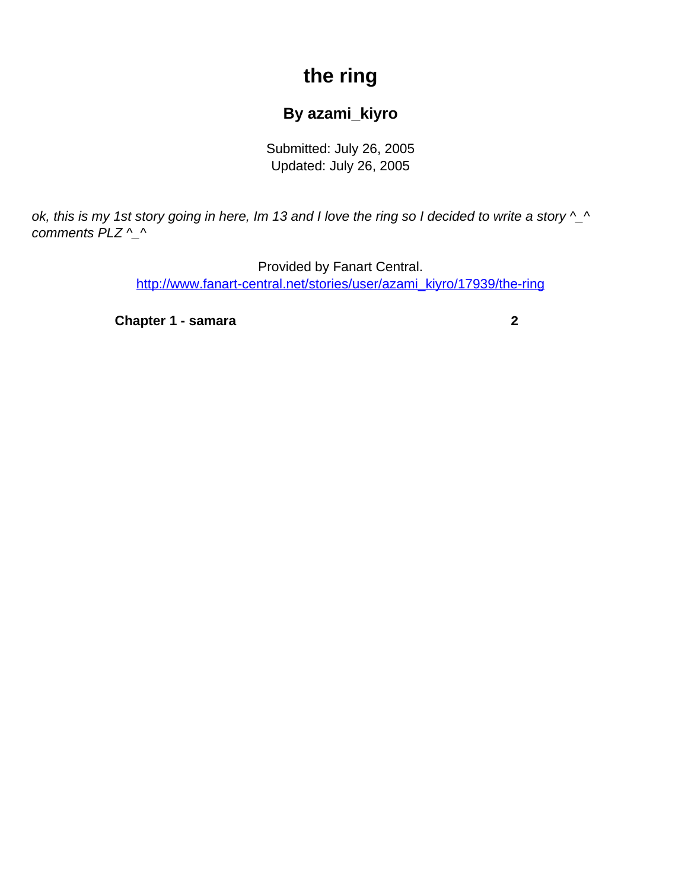# the ring

### By azami_kiyro

Submitted: July 26, 2005
Updated: July 26, 2005

*ok, this is my 1st story going in here, Im 13 and I love the ring so I decided to write a story ^_^ comments PLZ ^_^*

Provided by Fanart Central.
http://www.fanart-central.net/stories/user/azami_kiyro/17939/the-ring

| | |
|---|---|
| **Chapter 1 - samara** | **2** |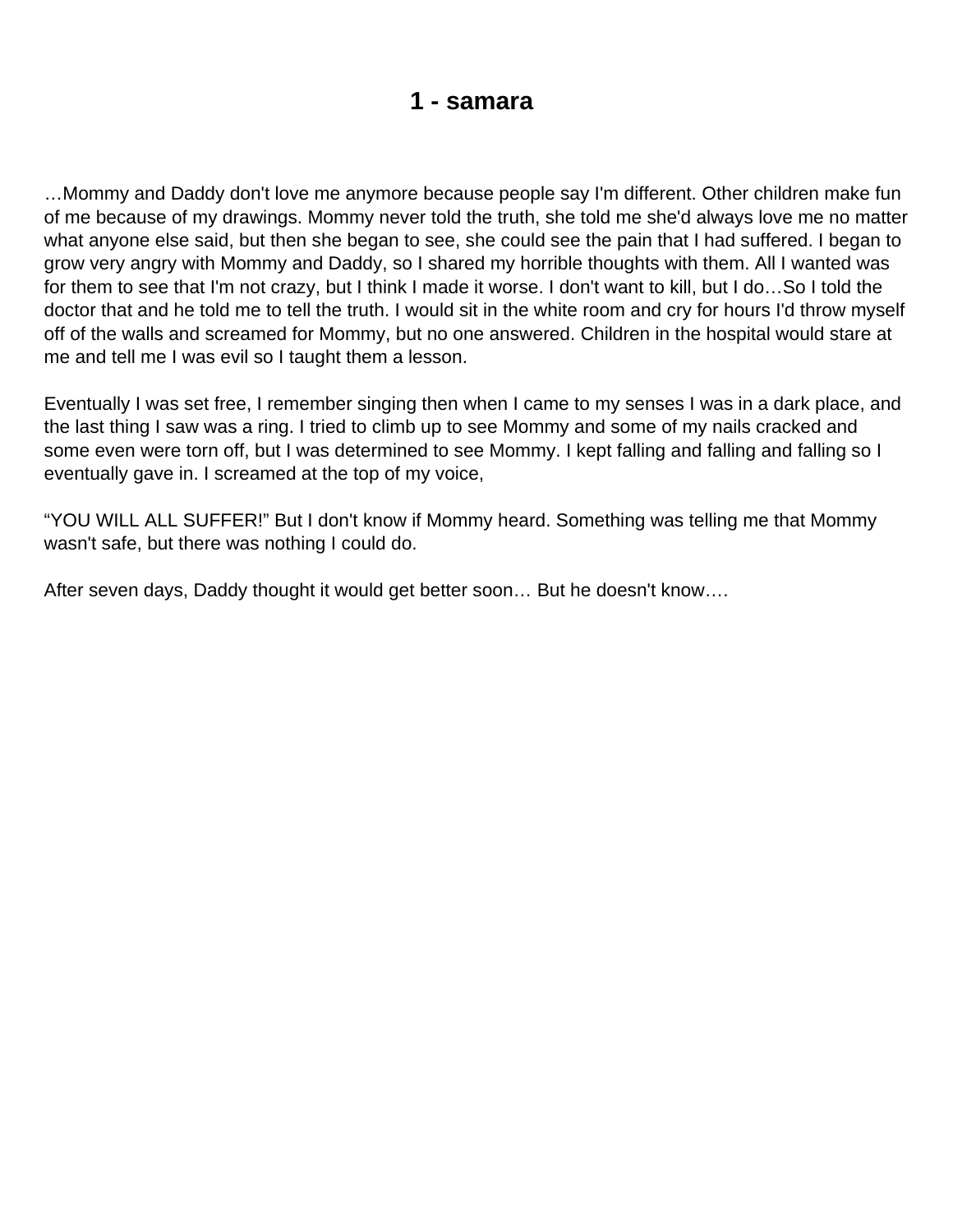# 1 - samara

…Mommy and Daddy don't love me anymore because people say I'm different. Other children make fun of me because of my drawings. Mommy never told the truth, she told me she'd always love me no matter what anyone else said, but then she began to see, she could see the pain that I had suffered. I began to grow very angry with Mommy and Daddy, so I shared my horrible thoughts with them. All I wanted was for them to see that I'm not crazy, but I think I made it worse. I don't want to kill, but I do…So I told the doctor that and he told me to tell the truth. I would sit in the white room and cry for hours I'd throw myself off of the walls and screamed for Mommy, but no one answered. Children in the hospital would stare at me and tell me I was evil so I taught them a lesson.

Eventually I was set free, I remember singing then when I came to my senses I was in a dark place, and the last thing I saw was a ring. I tried to climb up to see Mommy and some of my nails cracked and some even were torn off, but I was determined to see Mommy. I kept falling and falling and falling so I eventually gave in. I screamed at the top of my voice,

“YOU WILL ALL SUFFER!” But I don't know if Mommy heard. Something was telling me that Mommy wasn't safe, but there was nothing I could do.

After seven days, Daddy thought it would get better soon… But he doesn't know….